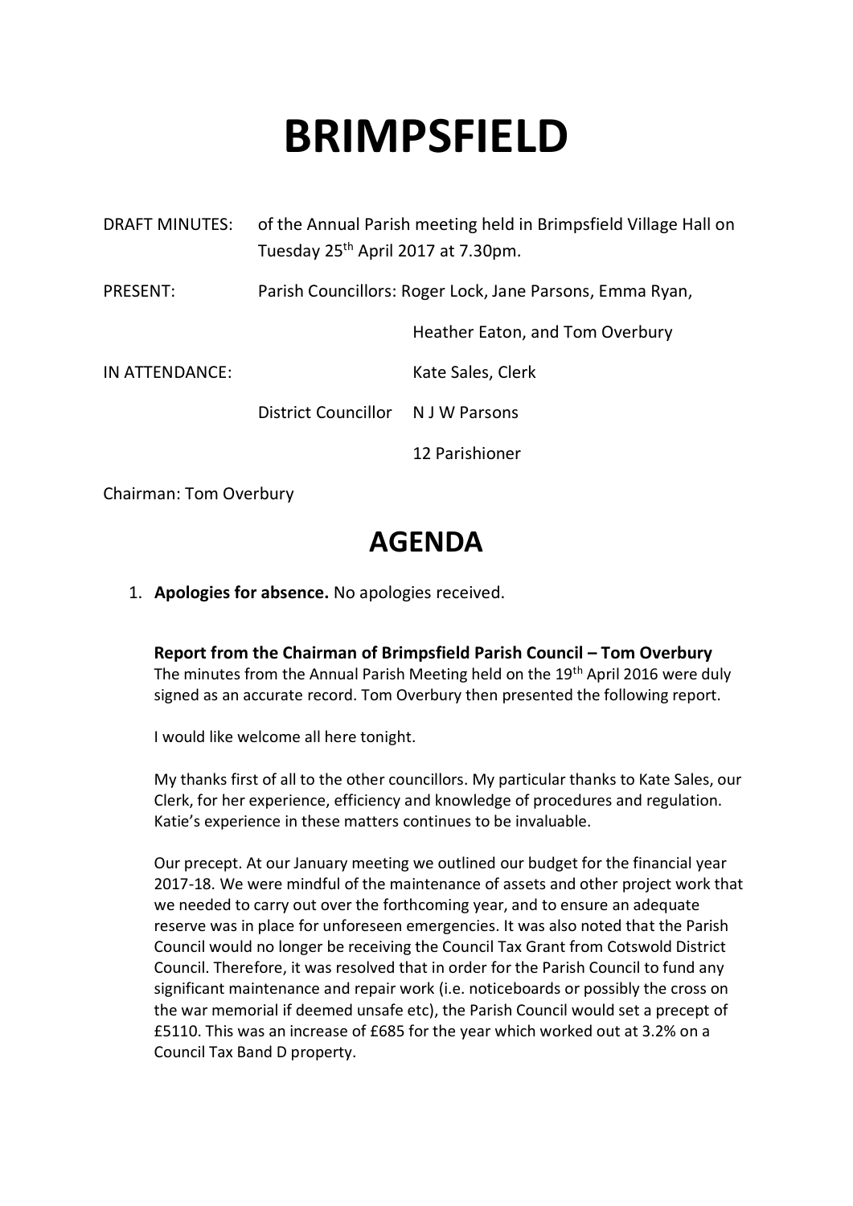# BRIMPSFIELD

| | | |
|---|---|---|
| DRAFT MINUTES: | of the Annual Parish meeting held in Brimpsfield Village Hall on Tuesday 25th April 2017 at 7.30pm. | |
| PRESENT: | Parish Councillors: Roger Lock, Jane Parsons, Emma Ryan, | |
| | | Heather Eaton, and Tom Overbury |
| IN ATTENDANCE: | | Kate Sales, Clerk |
| | District Councillor | N J W Parsons |
| | | 12 Parishioner |

Chairman: Tom Overbury

## AGENDA

1. **Apologies for absence.** No apologies received.

**Report from the Chairman of Brimpsfield Parish Council – Tom Overbury**
The minutes from the Annual Parish Meeting held on the 19th April 2016 were duly signed as an accurate record. Tom Overbury then presented the following report.

I would like welcome all here tonight.

My thanks first of all to the other councillors. My particular thanks to Kate Sales, our Clerk, for her experience, efficiency and knowledge of procedures and regulation. Katie's experience in these matters continues to be invaluable.

Our precept. At our January meeting we outlined our budget for the financial year 2017-18. We were mindful of the maintenance of assets and other project work that we needed to carry out over the forthcoming year, and to ensure an adequate reserve was in place for unforeseen emergencies. It was also noted that the Parish Council would no longer be receiving the Council Tax Grant from Cotswold District Council. Therefore, it was resolved that in order for the Parish Council to fund any significant maintenance and repair work (i.e. noticeboards or possibly the cross on the war memorial if deemed unsafe etc), the Parish Council would set a precept of £5110. This was an increase of £685 for the year which worked out at 3.2% on a Council Tax Band D property.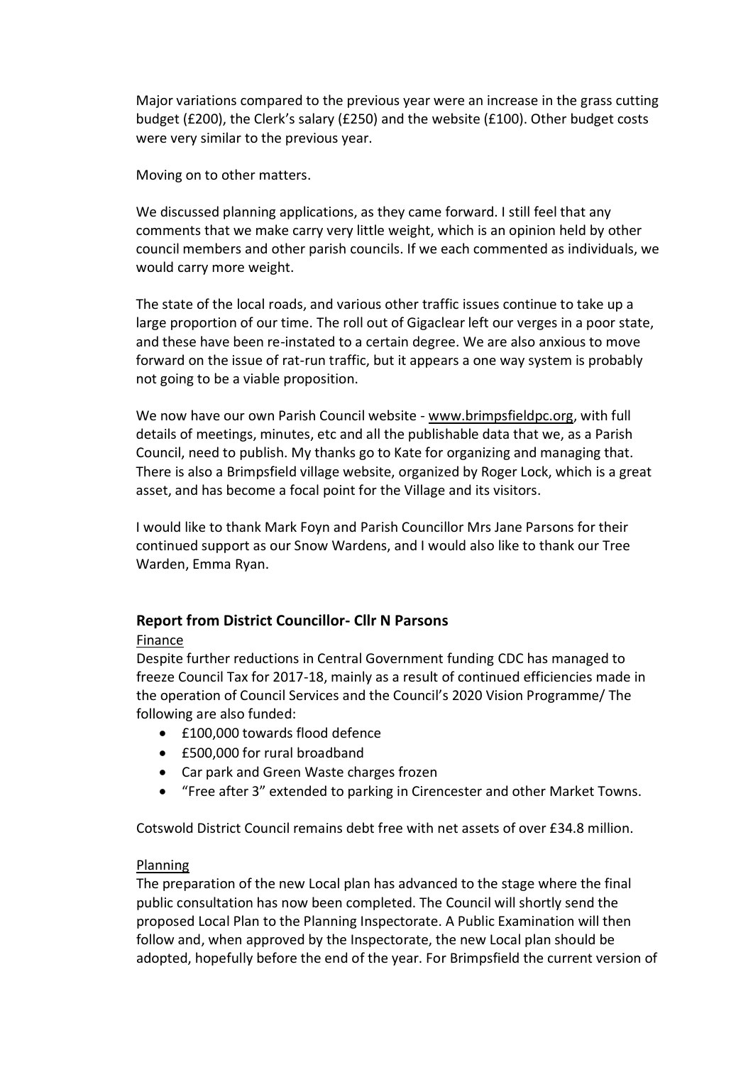Major variations compared to the previous year were an increase in the grass cutting budget (£200), the Clerk's salary (£250) and the website (£100). Other budget costs were very similar to the previous year.

Moving on to other matters.

We discussed planning applications, as they came forward. I still feel that any comments that we make carry very little weight, which is an opinion held by other council members and other parish councils. If we each commented as individuals, we would carry more weight.

The state of the local roads, and various other traffic issues continue to take up a large proportion of our time. The roll out of Gigaclear left our verges in a poor state, and these have been re-instated to a certain degree. We are also anxious to move forward on the issue of rat-run traffic, but it appears a one way system is probably not going to be a viable proposition.

We now have our own Parish Council website - www.brimpsfieldpc.org, with full details of meetings, minutes, etc and all the publishable data that we, as a Parish Council, need to publish. My thanks go to Kate for organizing and managing that. There is also a Brimpsfield village website, organized by Roger Lock, which is a great asset, and has become a focal point for the Village and its visitors.

I would like to thank Mark Foyn and Parish Councillor Mrs Jane Parsons for their continued support as our Snow Wardens, and I would also like to thank our Tree Warden, Emma Ryan.

### Report from District Councillor- Cllr N Parsons

<u>Finance</u>

Despite further reductions in Central Government funding CDC has managed to freeze Council Tax for 2017-18, mainly as a result of continued efficiencies made in the operation of Council Services and the Council's 2020 Vision Programme/ The following are also funded:

- £100,000 towards flood defence
- £500,000 for rural broadband
- Car park and Green Waste charges frozen
- "Free after 3" extended to parking in Cirencester and other Market Towns.

Cotswold District Council remains debt free with net assets of over £34.8 million.

<u>Planning</u>

The preparation of the new Local plan has advanced to the stage where the final public consultation has now been completed. The Council will shortly send the proposed Local Plan to the Planning Inspectorate. A Public Examination will then follow and, when approved by the Inspectorate, the new Local plan should be adopted, hopefully before the end of the year. For Brimpsfield the current version of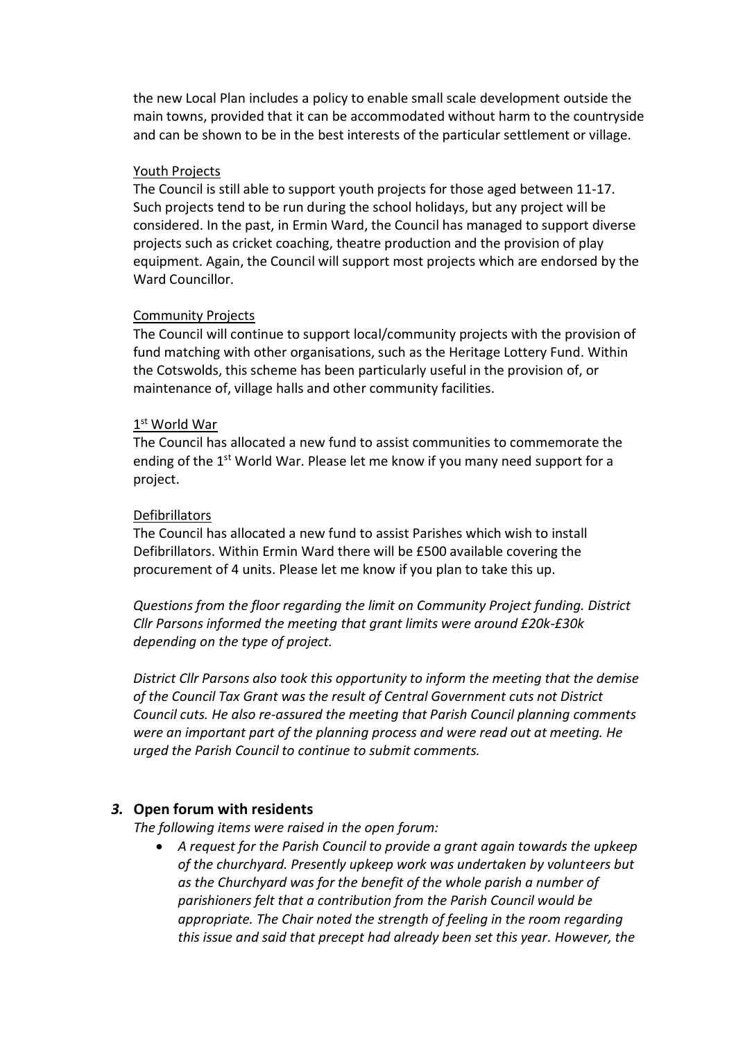the new Local Plan includes a policy to enable small scale development outside the main towns, provided that it can be accommodated without harm to the countryside and can be shown to be in the best interests of the particular settlement or village.

Youth Projects
The Council is still able to support youth projects for those aged between 11-17. Such projects tend to be run during the school holidays, but any project will be considered. In the past, in Ermin Ward, the Council has managed to support diverse projects such as cricket coaching, theatre production and the provision of play equipment. Again, the Council will support most projects which are endorsed by the Ward Councillor.

Community Projects
The Council will continue to support local/community projects with the provision of fund matching with other organisations, such as the Heritage Lottery Fund. Within the Cotswolds, this scheme has been particularly useful in the provision of, or maintenance of, village halls and other community facilities.

1st World War
The Council has allocated a new fund to assist communities to commemorate the ending of the 1st World War. Please let me know if you many need support for a project.

Defibrillators
The Council has allocated a new fund to assist Parishes which wish to install Defibrillators. Within Ermin Ward there will be £500 available covering the procurement of 4 units. Please let me know if you plan to take this up.

*Questions from the floor regarding the limit on Community Project funding. District Cllr Parsons informed the meeting that grant limits were around £20k-£30k depending on the type of project.*

*District Cllr Parsons also took this opportunity to inform the meeting that the demise of the Council Tax Grant was the result of Central Government cuts not District Council cuts. He also re-assured the meeting that Parish Council planning comments were an important part of the planning process and were read out at meeting. He urged the Parish Council to continue to submit comments.*

### *3.* Open forum with residents

*The following items were raised in the open forum:*

- *A request for the Parish Council to provide a grant again towards the upkeep of the churchyard. Presently upkeep work was undertaken by volunteers but as the Churchyard was for the benefit of the whole parish a number of parishioners felt that a contribution from the Parish Council would be appropriate. The Chair noted the strength of feeling in the room regarding this issue and said that precept had already been set this year. However, the*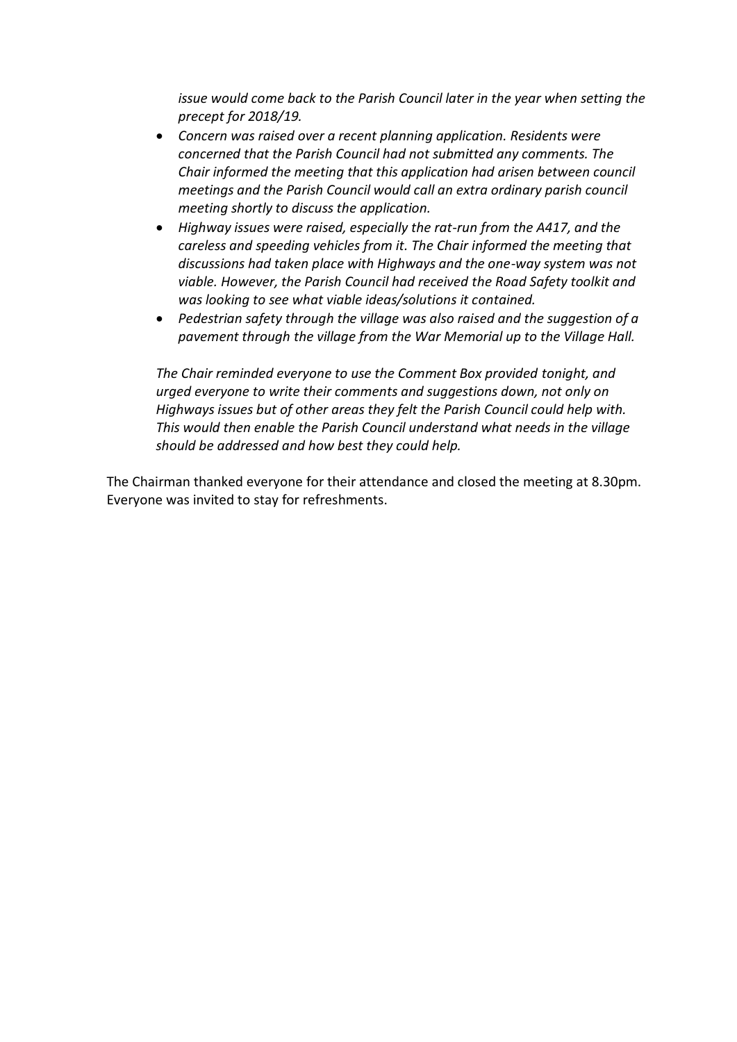*issue would come back to the Parish Council later in the year when setting the precept for 2018/19.*

- *Concern was raised over a recent planning application. Residents were concerned that the Parish Council had not submitted any comments. The Chair informed the meeting that this application had arisen between council meetings and the Parish Council would call an extra ordinary parish council meeting shortly to discuss the application.*
- *Highway issues were raised, especially the rat-run from the A417, and the careless and speeding vehicles from it. The Chair informed the meeting that discussions had taken place with Highways and the one-way system was not viable. However, the Parish Council had received the Road Safety toolkit and was looking to see what viable ideas/solutions it contained.*
- *Pedestrian safety through the village was also raised and the suggestion of a pavement through the village from the War Memorial up to the Village Hall.*

*The Chair reminded everyone to use the Comment Box provided tonight, and urged everyone to write their comments and suggestions down, not only on Highways issues but of other areas they felt the Parish Council could help with. This would then enable the Parish Council understand what needs in the village should be addressed and how best they could help.*

The Chairman thanked everyone for their attendance and closed the meeting at 8.30pm. Everyone was invited to stay for refreshments.